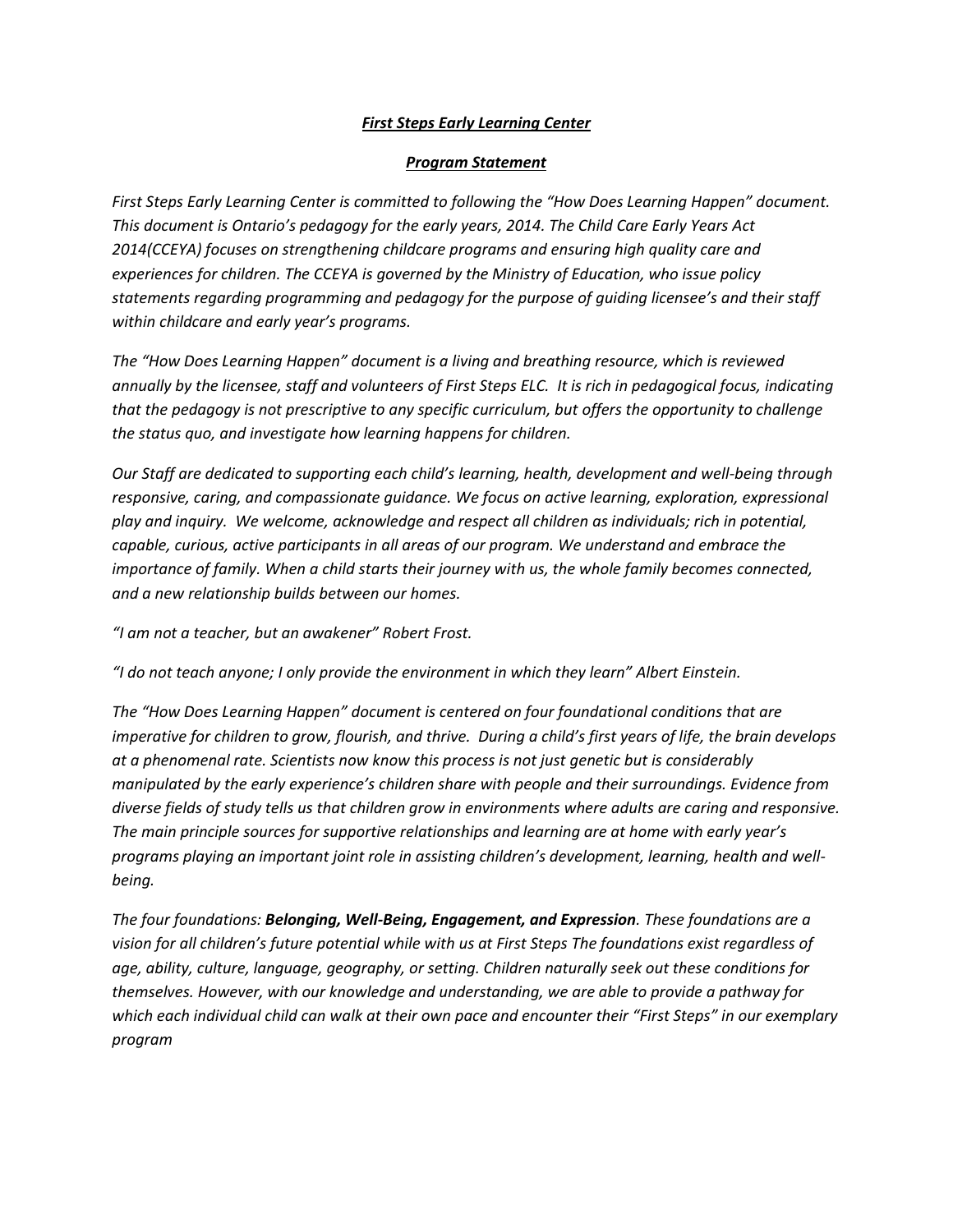***First Steps Early Learning Center***

***Program Statement***

*First Steps Early Learning Center is committed to following the "How Does Learning Happen" document. This document is Ontario's pedagogy for the early years, 2014. The Child Care Early Years Act 2014(CCEYA) focuses on strengthening childcare programs and ensuring high quality care and experiences for children. The CCEYA is governed by the Ministry of Education, who issue policy statements regarding programming and pedagogy for the purpose of guiding licensee's and their staff within childcare and early year's programs.*

*The "How Does Learning Happen" document is a living and breathing resource, which is reviewed annually by the licensee, staff and volunteers of First Steps ELC. It is rich in pedagogical focus, indicating that the pedagogy is not prescriptive to any specific curriculum, but offers the opportunity to challenge the status quo, and investigate how learning happens for children.*

*Our Staff are dedicated to supporting each child's learning, health, development and well-being through responsive, caring, and compassionate guidance. We focus on active learning, exploration, expressional play and inquiry. We welcome, acknowledge and respect all children as individuals; rich in potential, capable, curious, active participants in all areas of our program. We understand and embrace the importance of family. When a child starts their journey with us, the whole family becomes connected, and a new relationship builds between our homes.*

*"I am not a teacher, but an awakener" Robert Frost.*

*"I do not teach anyone; I only provide the environment in which they learn" Albert Einstein.*

*The "How Does Learning Happen" document is centered on four foundational conditions that are imperative for children to grow, flourish, and thrive. During a child's first years of life, the brain develops at a phenomenal rate. Scientists now know this process is not just genetic but is considerably manipulated by the early experience's children share with people and their surroundings. Evidence from diverse fields of study tells us that children grow in environments where adults are caring and responsive. The main principle sources for supportive relationships and learning are at home with early year's programs playing an important joint role in assisting children's development, learning, health and well-being.*

*The four foundations: **Belonging, Well-Being, Engagement, and Expression**. These foundations are a vision for all children's future potential while with us at First Steps The foundations exist regardless of age, ability, culture, language, geography, or setting. Children naturally seek out these conditions for themselves. However, with our knowledge and understanding, we are able to provide a pathway for which each individual child can walk at their own pace and encounter their "First Steps" in our exemplary program*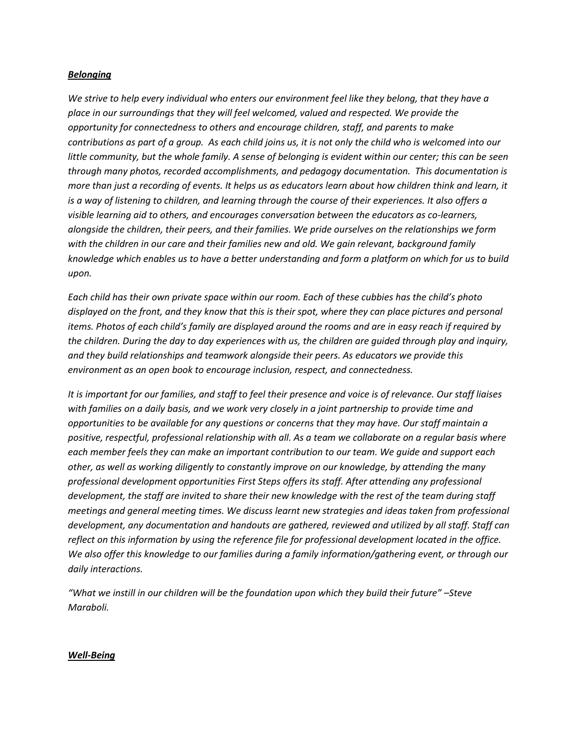***Belonging***

*We strive to help every individual who enters our environment feel like they belong, that they have a place in our surroundings that they will feel welcomed, valued and respected. We provide the opportunity for connectedness to others and encourage children, staff, and parents to make contributions as part of a group. As each child joins us, it is not only the child who is welcomed into our little community, but the whole family. A sense of belonging is evident within our center; this can be seen through many photos, recorded accomplishments, and pedagogy documentation. This documentation is more than just a recording of events. It helps us as educators learn about how children think and learn, it is a way of listening to children, and learning through the course of their experiences. It also offers a visible learning aid to others, and encourages conversation between the educators as co-learners, alongside the children, their peers, and their families. We pride ourselves on the relationships we form with the children in our care and their families new and old. We gain relevant, background family knowledge which enables us to have a better understanding and form a platform on which for us to build upon.*

*Each child has their own private space within our room. Each of these cubbies has the child's photo displayed on the front, and they know that this is their spot, where they can place pictures and personal items. Photos of each child's family are displayed around the rooms and are in easy reach if required by the children. During the day to day experiences with us, the children are guided through play and inquiry, and they build relationships and teamwork alongside their peers. As educators we provide this environment as an open book to encourage inclusion, respect, and connectedness.*

*It is important for our families, and staff to feel their presence and voice is of relevance. Our staff liaises with families on a daily basis, and we work very closely in a joint partnership to provide time and opportunities to be available for any questions or concerns that they may have. Our staff maintain a positive, respectful, professional relationship with all. As a team we collaborate on a regular basis where each member feels they can make an important contribution to our team. We guide and support each other, as well as working diligently to constantly improve on our knowledge, by attending the many professional development opportunities First Steps offers its staff. After attending any professional development, the staff are invited to share their new knowledge with the rest of the team during staff meetings and general meeting times. We discuss learnt new strategies and ideas taken from professional development, any documentation and handouts are gathered, reviewed and utilized by all staff. Staff can reflect on this information by using the reference file for professional development located in the office. We also offer this knowledge to our families during a family information/gathering event, or through our daily interactions.*

*"What we instill in our children will be the foundation upon which they build their future" –Steve Maraboli.*

***Well-Being***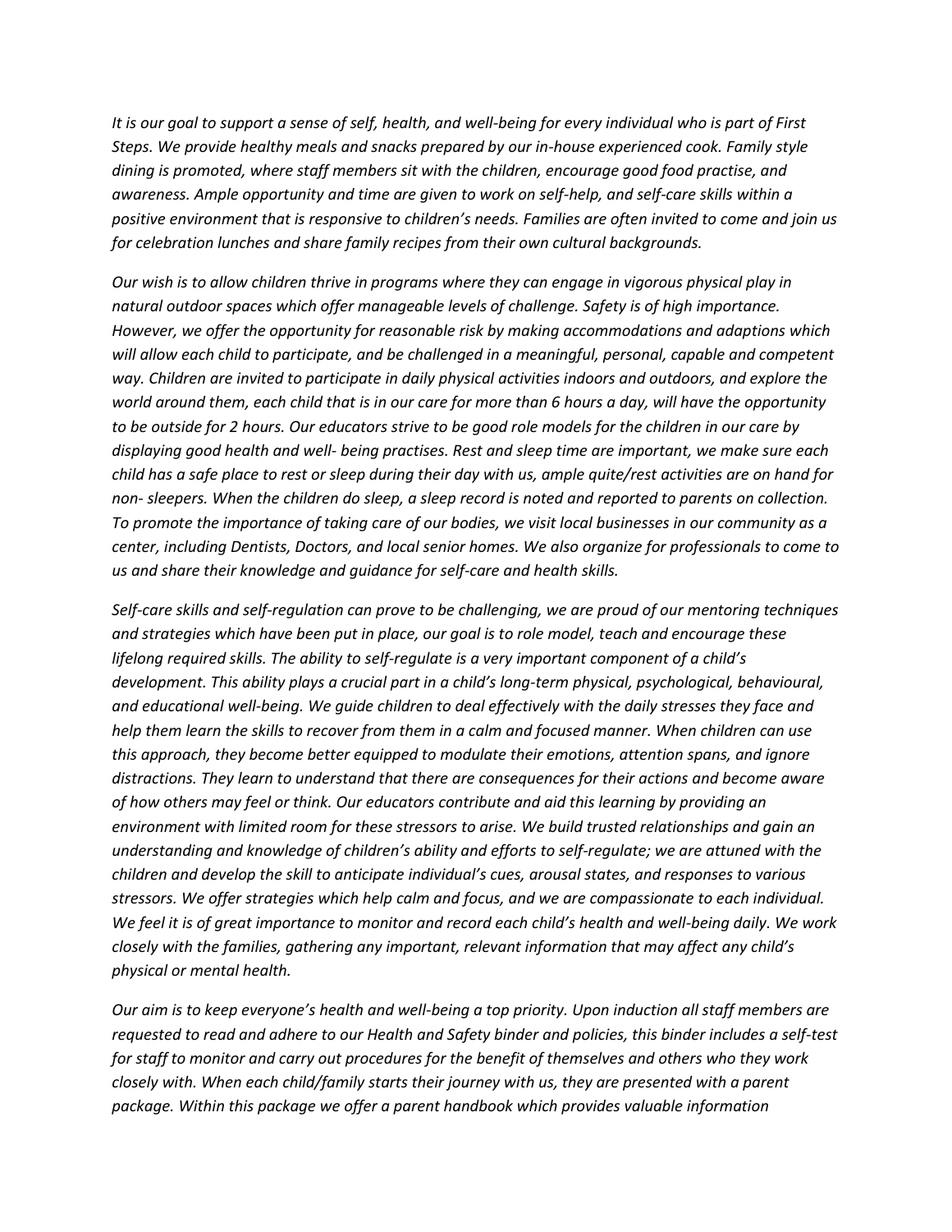*It is our goal to support a sense of self, health, and well-being for every individual who is part of First Steps. We provide healthy meals and snacks prepared by our in-house experienced cook. Family style dining is promoted, where staff members sit with the children, encourage good food practise, and awareness. Ample opportunity and time are given to work on self-help, and self-care skills within a positive environment that is responsive to children's needs. Families are often invited to come and join us for celebration lunches and share family recipes from their own cultural backgrounds.*

*Our wish is to allow children thrive in programs where they can engage in vigorous physical play in natural outdoor spaces which offer manageable levels of challenge. Safety is of high importance. However, we offer the opportunity for reasonable risk by making accommodations and adaptions which will allow each child to participate, and be challenged in a meaningful, personal, capable and competent way. Children are invited to participate in daily physical activities indoors and outdoors, and explore the world around them, each child that is in our care for more than 6 hours a day, will have the opportunity to be outside for 2 hours. Our educators strive to be good role models for the children in our care by displaying good health and well- being practises. Rest and sleep time are important, we make sure each child has a safe place to rest or sleep during their day with us, ample quite/rest activities are on hand for non- sleepers. When the children do sleep, a sleep record is noted and reported to parents on collection. To promote the importance of taking care of our bodies, we visit local businesses in our community as a center, including Dentists, Doctors, and local senior homes. We also organize for professionals to come to us and share their knowledge and guidance for self-care and health skills.*

*Self-care skills and self-regulation can prove to be challenging, we are proud of our mentoring techniques and strategies which have been put in place, our goal is to role model, teach and encourage these lifelong required skills. The ability to self-regulate is a very important component of a child's development. This ability plays a crucial part in a child's long-term physical, psychological, behavioural, and educational well-being. We guide children to deal effectively with the daily stresses they face and help them learn the skills to recover from them in a calm and focused manner. When children can use this approach, they become better equipped to modulate their emotions, attention spans, and ignore distractions. They learn to understand that there are consequences for their actions and become aware of how others may feel or think. Our educators contribute and aid this learning by providing an environment with limited room for these stressors to arise. We build trusted relationships and gain an understanding and knowledge of children's ability and efforts to self-regulate; we are attuned with the children and develop the skill to anticipate individual's cues, arousal states, and responses to various stressors. We offer strategies which help calm and focus, and we are compassionate to each individual. We feel it is of great importance to monitor and record each child's health and well-being daily. We work closely with the families, gathering any important, relevant information that may affect any child's physical or mental health.*

*Our aim is to keep everyone's health and well-being a top priority. Upon induction all staff members are requested to read and adhere to our Health and Safety binder and policies, this binder includes a self-test for staff to monitor and carry out procedures for the benefit of themselves and others who they work closely with. When each child/family starts their journey with us, they are presented with a parent package. Within this package we offer a parent handbook which provides valuable information*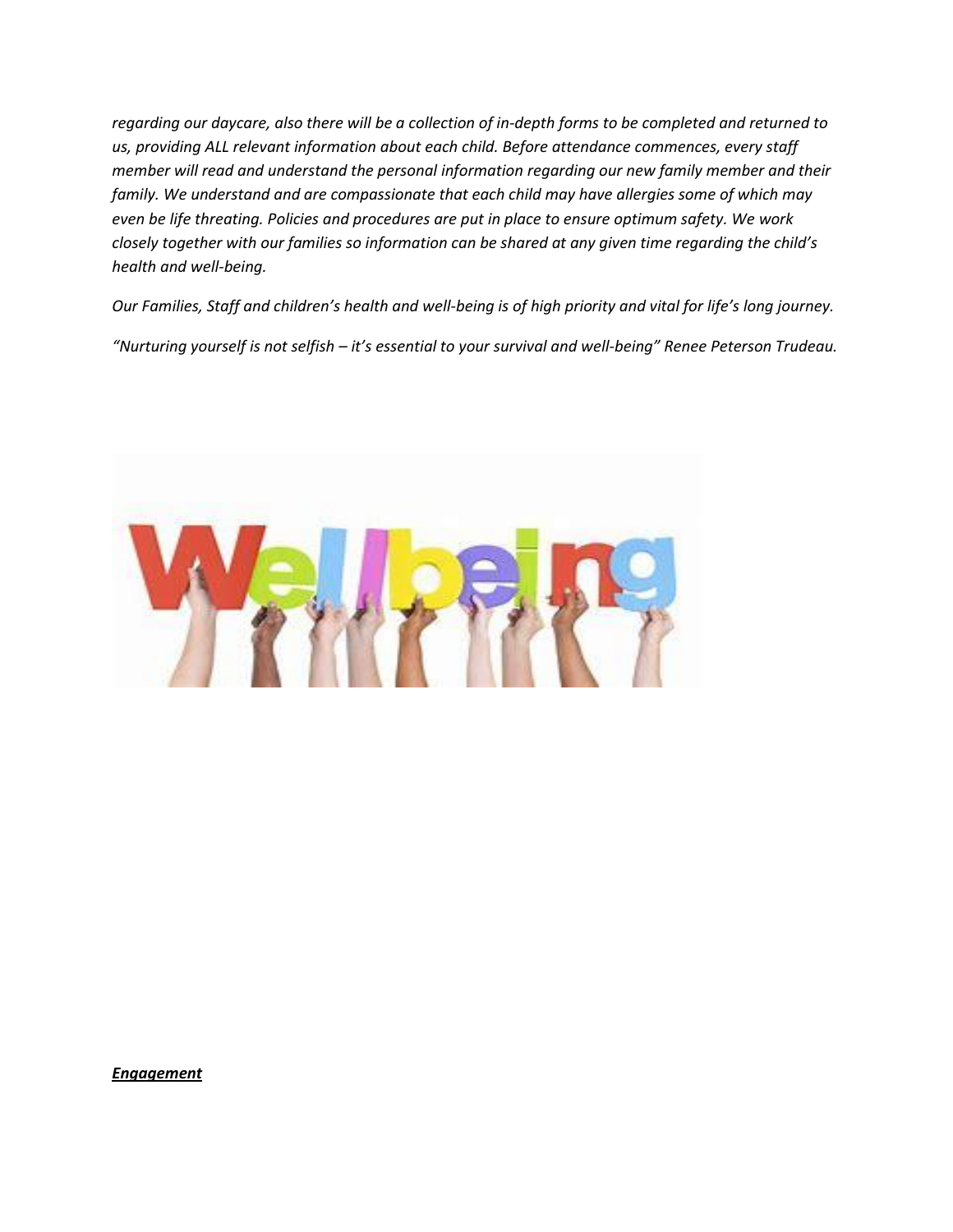*regarding our daycare, also there will be a collection of in-depth forms to be completed and returned to us, providing ALL relevant information about each child. Before attendance commences, every staff member will read and understand the personal information regarding our new family member and their family. We understand and are compassionate that each child may have allergies some of which may even be life threating. Policies and procedures are put in place to ensure optimum safety. We work closely together with our families so information can be shared at any given time regarding the child's health and well-being.*

*Our Families, Staff and children's health and well-being is of high priority and vital for life's long journey.*

*"Nurturing yourself is not selfish – it's essential to your survival and well-being" Renee Peterson Trudeau.*

***Engagement***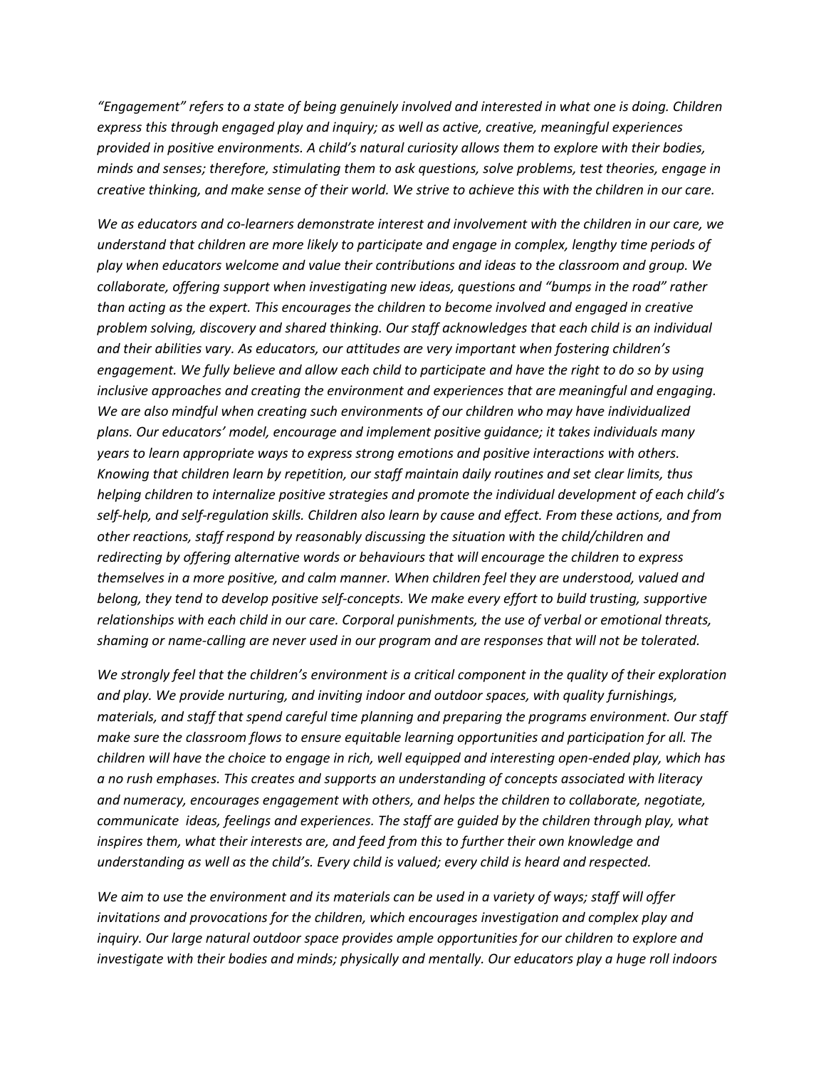*"Engagement" refers to a state of being genuinely involved and interested in what one is doing. Children express this through engaged play and inquiry; as well as active, creative, meaningful experiences provided in positive environments. A child's natural curiosity allows them to explore with their bodies, minds and senses; therefore, stimulating them to ask questions, solve problems, test theories, engage in creative thinking, and make sense of their world. We strive to achieve this with the children in our care.*

*We as educators and co-learners demonstrate interest and involvement with the children in our care, we understand that children are more likely to participate and engage in complex, lengthy time periods of play when educators welcome and value their contributions and ideas to the classroom and group. We collaborate, offering support when investigating new ideas, questions and "bumps in the road" rather than acting as the expert. This encourages the children to become involved and engaged in creative problem solving, discovery and shared thinking. Our staff acknowledges that each child is an individual and their abilities vary. As educators, our attitudes are very important when fostering children's engagement. We fully believe and allow each child to participate and have the right to do so by using inclusive approaches and creating the environment and experiences that are meaningful and engaging. We are also mindful when creating such environments of our children who may have individualized plans. Our educators' model, encourage and implement positive guidance; it takes individuals many years to learn appropriate ways to express strong emotions and positive interactions with others. Knowing that children learn by repetition, our staff maintain daily routines and set clear limits, thus helping children to internalize positive strategies and promote the individual development of each child's self-help, and self-regulation skills. Children also learn by cause and effect. From these actions, and from other reactions, staff respond by reasonably discussing the situation with the child/children and redirecting by offering alternative words or behaviours that will encourage the children to express themselves in a more positive, and calm manner. When children feel they are understood, valued and belong, they tend to develop positive self-concepts. We make every effort to build trusting, supportive relationships with each child in our care. Corporal punishments, the use of verbal or emotional threats, shaming or name-calling are never used in our program and are responses that will not be tolerated.*

*We strongly feel that the children's environment is a critical component in the quality of their exploration and play. We provide nurturing, and inviting indoor and outdoor spaces, with quality furnishings, materials, and staff that spend careful time planning and preparing the programs environment. Our staff make sure the classroom flows to ensure equitable learning opportunities and participation for all. The children will have the choice to engage in rich, well equipped and interesting open-ended play, which has a no rush emphases. This creates and supports an understanding of concepts associated with literacy and numeracy, encourages engagement with others, and helps the children to collaborate, negotiate, communicate ideas, feelings and experiences. The staff are guided by the children through play, what inspires them, what their interests are, and feed from this to further their own knowledge and understanding as well as the child's. Every child is valued; every child is heard and respected.*

*We aim to use the environment and its materials can be used in a variety of ways; staff will offer invitations and provocations for the children, which encourages investigation and complex play and inquiry. Our large natural outdoor space provides ample opportunities for our children to explore and investigate with their bodies and minds; physically and mentally. Our educators play a huge roll indoors*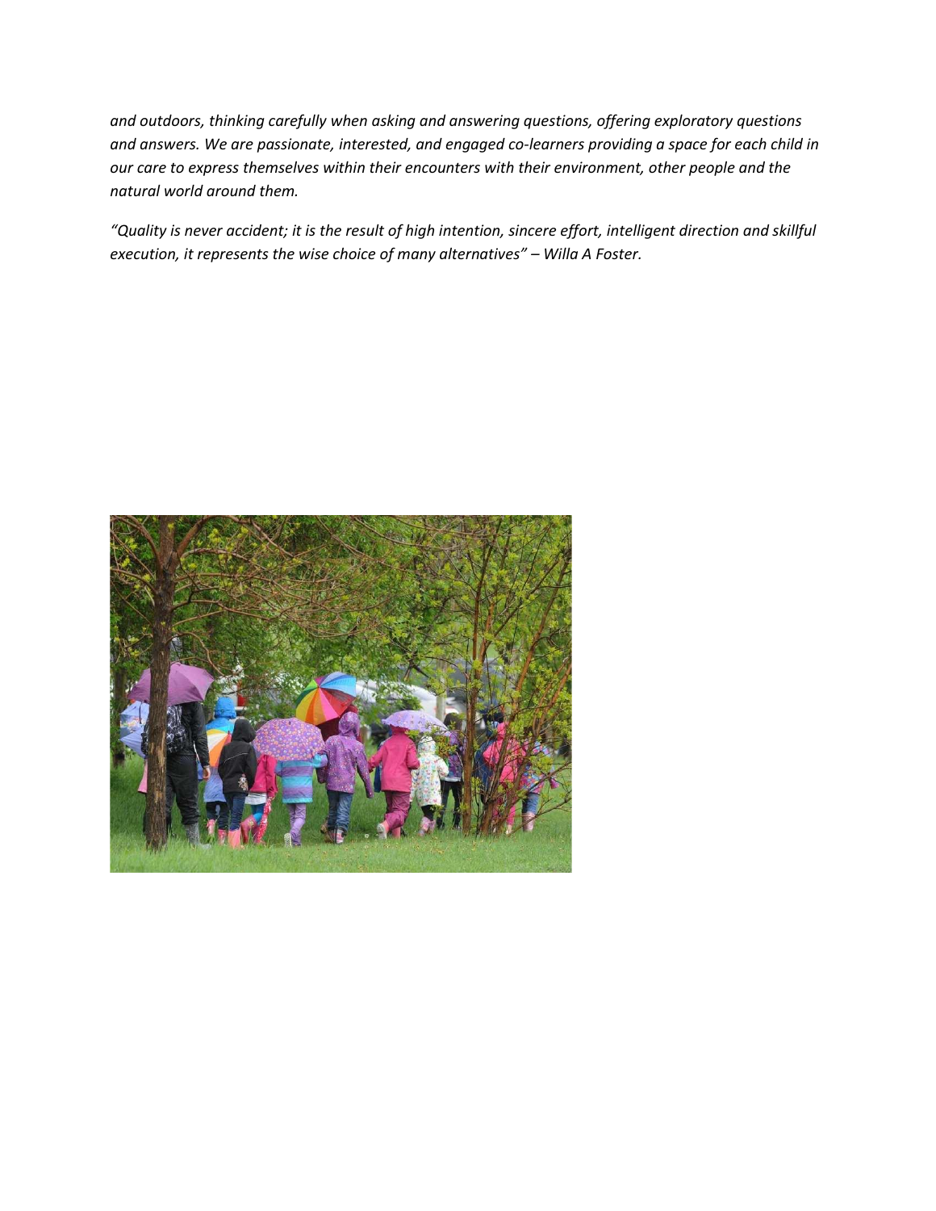*and outdoors, thinking carefully when asking and answering questions, offering exploratory questions and answers. We are passionate, interested, and engaged co-learners providing a space for each child in our care to express themselves within their encounters with their environment, other people and the natural world around them.*

*"Quality is never accident; it is the result of high intention, sincere effort, intelligent direction and skillful execution, it represents the wise choice of many alternatives" – Willa A Foster.*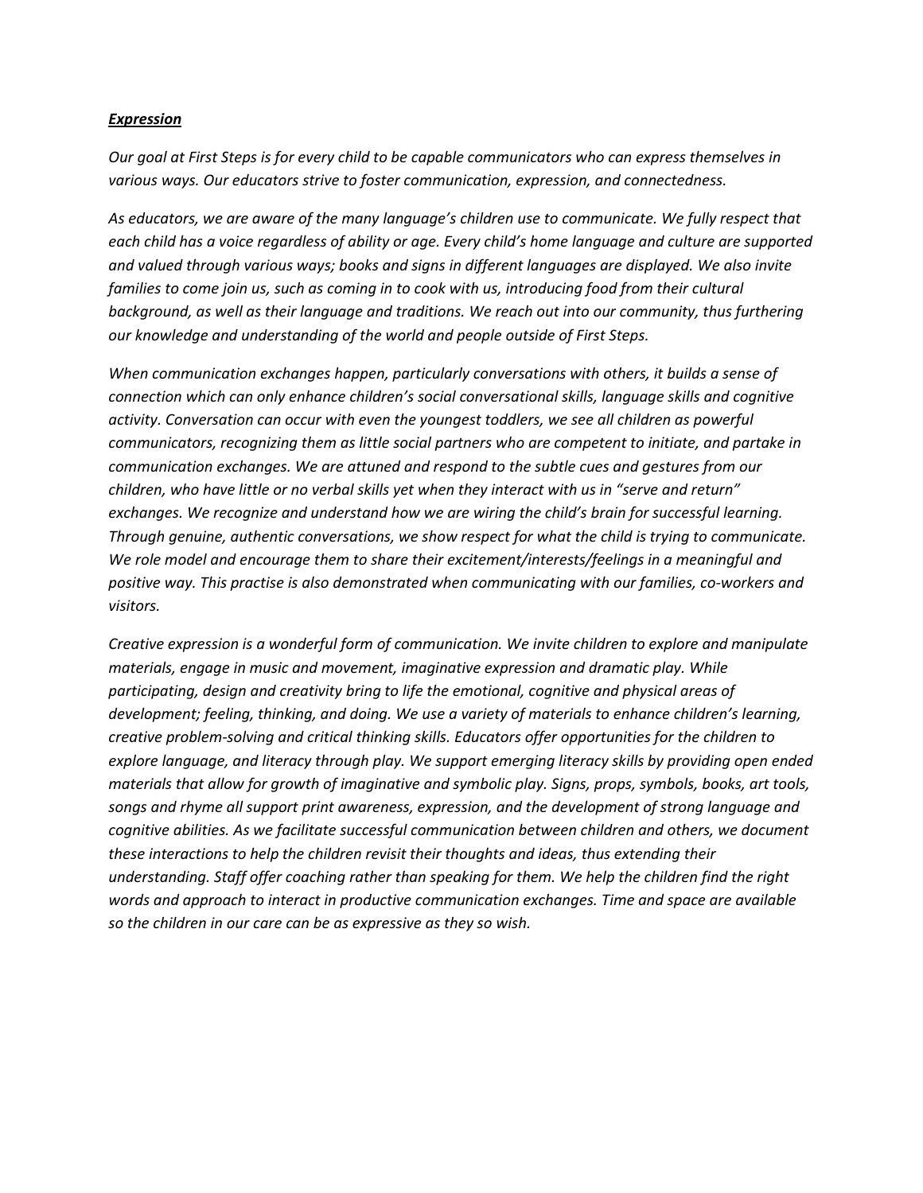***Expression***

*Our goal at First Steps is for every child to be capable communicators who can express themselves in various ways. Our educators strive to foster communication, expression, and connectedness.*

*As educators, we are aware of the many language's children use to communicate. We fully respect that each child has a voice regardless of ability or age. Every child's home language and culture are supported and valued through various ways; books and signs in different languages are displayed. We also invite families to come join us, such as coming in to cook with us, introducing food from their cultural background, as well as their language and traditions. We reach out into our community, thus furthering our knowledge and understanding of the world and people outside of First Steps.*

*When communication exchanges happen, particularly conversations with others, it builds a sense of connection which can only enhance children's social conversational skills, language skills and cognitive activity. Conversation can occur with even the youngest toddlers, we see all children as powerful communicators, recognizing them as little social partners who are competent to initiate, and partake in communication exchanges. We are attuned and respond to the subtle cues and gestures from our children, who have little or no verbal skills yet when they interact with us in "serve and return" exchanges. We recognize and understand how we are wiring the child's brain for successful learning. Through genuine, authentic conversations, we show respect for what the child is trying to communicate. We role model and encourage them to share their excitement/interests/feelings in a meaningful and positive way. This practise is also demonstrated when communicating with our families, co-workers and visitors.*

*Creative expression is a wonderful form of communication. We invite children to explore and manipulate materials, engage in music and movement, imaginative expression and dramatic play. While participating, design and creativity bring to life the emotional, cognitive and physical areas of development; feeling, thinking, and doing. We use a variety of materials to enhance children's learning, creative problem-solving and critical thinking skills. Educators offer opportunities for the children to explore language, and literacy through play. We support emerging literacy skills by providing open ended materials that allow for growth of imaginative and symbolic play. Signs, props, symbols, books, art tools, songs and rhyme all support print awareness, expression, and the development of strong language and cognitive abilities. As we facilitate successful communication between children and others, we document these interactions to help the children revisit their thoughts and ideas, thus extending their understanding. Staff offer coaching rather than speaking for them. We help the children find the right words and approach to interact in productive communication exchanges. Time and space are available so the children in our care can be as expressive as they so wish.*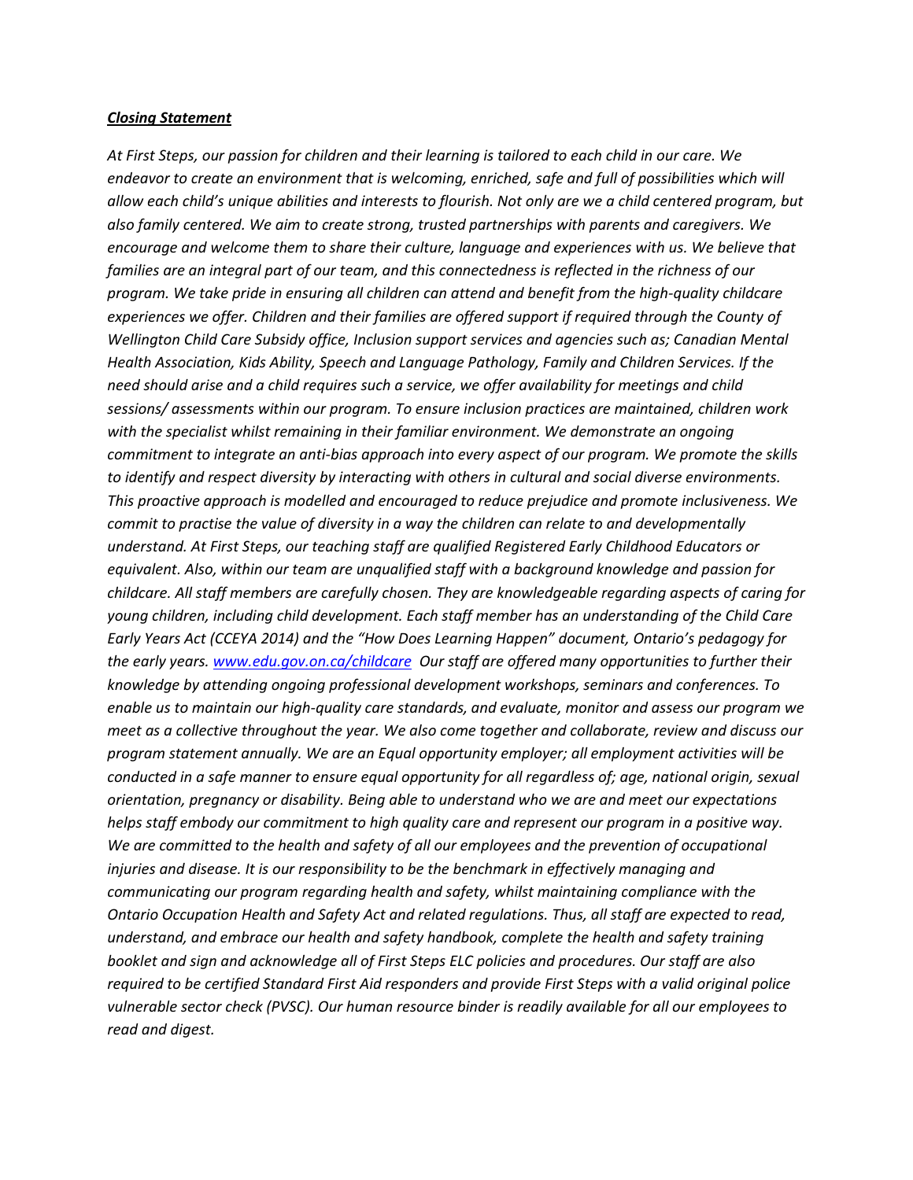***Closing Statement***

*At First Steps, our passion for children and their learning is tailored to each child in our care. We endeavor to create an environment that is welcoming, enriched, safe and full of possibilities which will allow each child's unique abilities and interests to flourish. Not only are we a child centered program, but also family centered. We aim to create strong, trusted partnerships with parents and caregivers. We encourage and welcome them to share their culture, language and experiences with us. We believe that families are an integral part of our team, and this connectedness is reflected in the richness of our program. We take pride in ensuring all children can attend and benefit from the high-quality childcare experiences we offer. Children and their families are offered support if required through the County of Wellington Child Care Subsidy office, Inclusion support services and agencies such as; Canadian Mental Health Association, Kids Ability, Speech and Language Pathology, Family and Children Services. If the need should arise and a child requires such a service, we offer availability for meetings and child sessions/ assessments within our program. To ensure inclusion practices are maintained, children work with the specialist whilst remaining in their familiar environment. We demonstrate an ongoing commitment to integrate an anti-bias approach into every aspect of our program. We promote the skills to identify and respect diversity by interacting with others in cultural and social diverse environments. This proactive approach is modelled and encouraged to reduce prejudice and promote inclusiveness. We commit to practise the value of diversity in a way the children can relate to and developmentally understand. At First Steps, our teaching staff are qualified Registered Early Childhood Educators or equivalent. Also, within our team are unqualified staff with a background knowledge and passion for childcare. All staff members are carefully chosen. They are knowledgeable regarding aspects of caring for young children, including child development. Each staff member has an understanding of the Child Care Early Years Act (CCEYA 2014) and the "How Does Learning Happen" document, Ontario's pedagogy for the early years. [www.edu.gov.on.ca/childcare](www.edu.gov.on.ca/childcare) Our staff are offered many opportunities to further their knowledge by attending ongoing professional development workshops, seminars and conferences. To enable us to maintain our high-quality care standards, and evaluate, monitor and assess our program we meet as a collective throughout the year. We also come together and collaborate, review and discuss our program statement annually. We are an Equal opportunity employer; all employment activities will be conducted in a safe manner to ensure equal opportunity for all regardless of; age, national origin, sexual orientation, pregnancy or disability. Being able to understand who we are and meet our expectations helps staff embody our commitment to high quality care and represent our program in a positive way. We are committed to the health and safety of all our employees and the prevention of occupational injuries and disease. It is our responsibility to be the benchmark in effectively managing and communicating our program regarding health and safety, whilst maintaining compliance with the Ontario Occupation Health and Safety Act and related regulations. Thus, all staff are expected to read, understand, and embrace our health and safety handbook, complete the health and safety training booklet and sign and acknowledge all of First Steps ELC policies and procedures. Our staff are also required to be certified Standard First Aid responders and provide First Steps with a valid original police vulnerable sector check (PVSC). Our human resource binder is readily available for all our employees to read and digest.*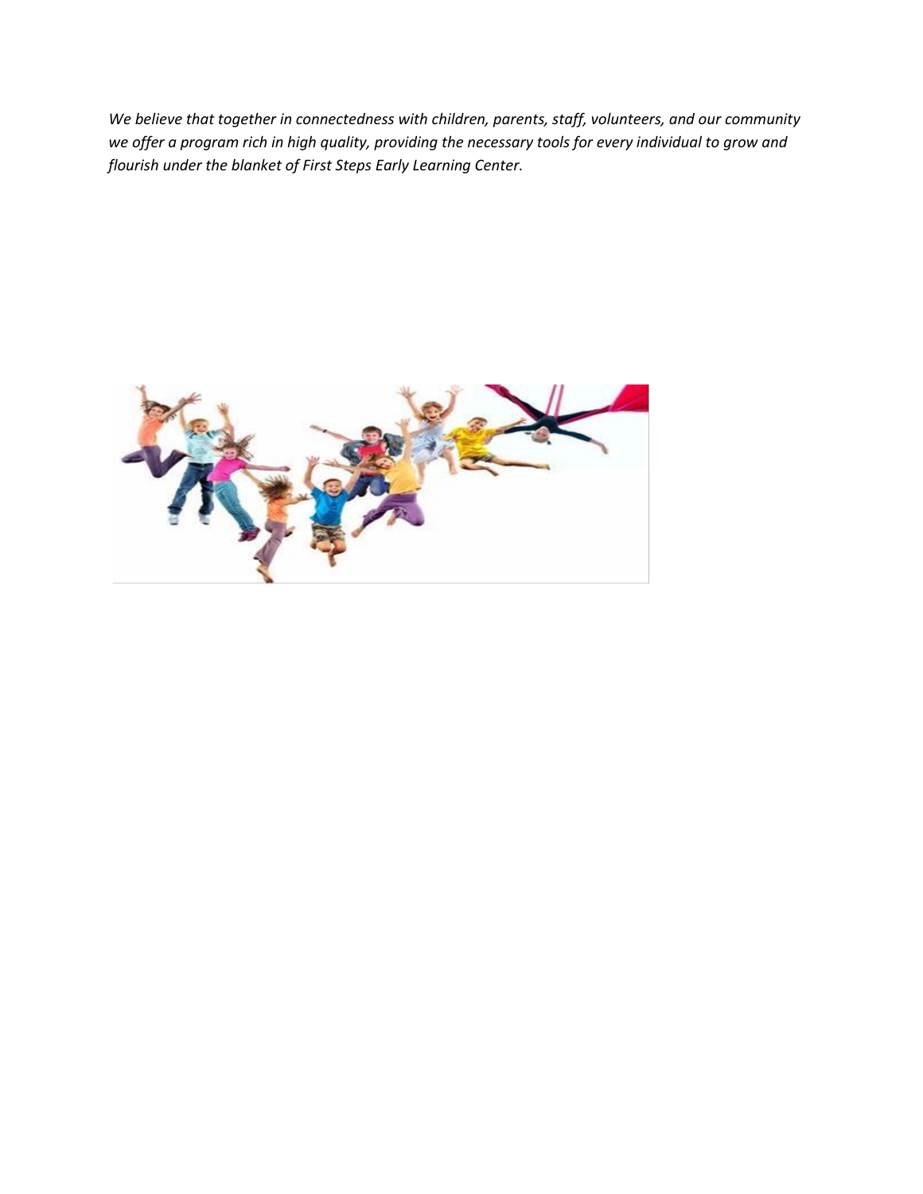*We believe that together in connectedness with children, parents, staff, volunteers, and our community we offer a program rich in high quality, providing the necessary tools for every individual to grow and flourish under the blanket of First Steps Early Learning Center.*